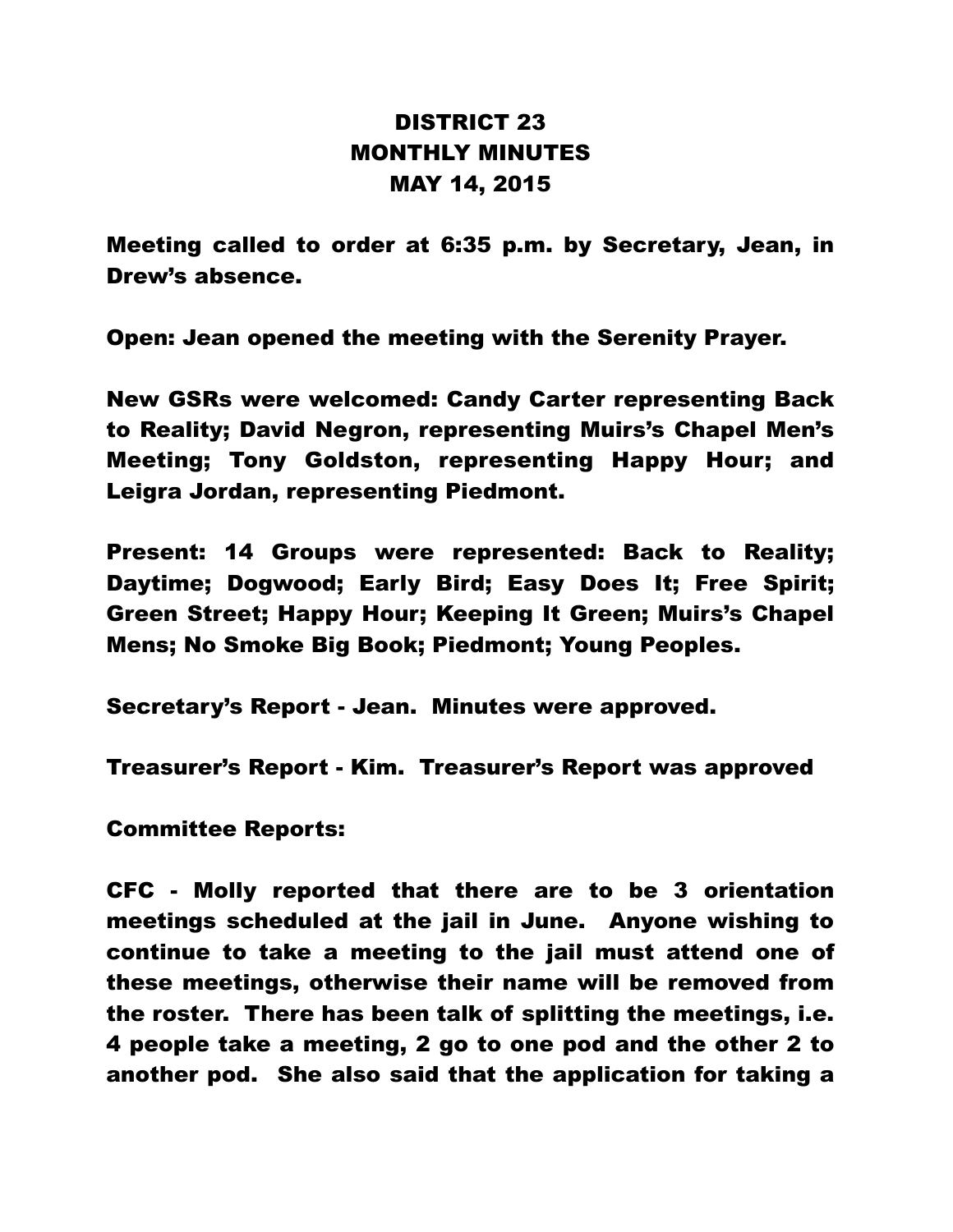# DISTRICT 23
# MONTHLY MINUTES
# MAY 14, 2015

Meeting called to order at 6:35 p.m. by Secretary, Jean, in Drew's absence.

Open: Jean opened the meeting with the Serenity Prayer.

New GSRs were welcomed: Candy Carter representing Back to Reality; David Negron, representing Muirs's Chapel Men's Meeting; Tony Goldston, representing Happy Hour; and Leigra Jordan, representing Piedmont.

Present: 14 Groups were represented: Back to Reality; Daytime; Dogwood; Early Bird; Easy Does It; Free Spirit; Green Street; Happy Hour; Keeping It Green; Muirs's Chapel Mens; No Smoke Big Book; Piedmont; Young Peoples.

Secretary's Report - Jean. Minutes were approved.

Treasurer's Report - Kim. Treasurer's Report was approved

Committee Reports:

CFC - Molly reported that there are to be 3 orientation meetings scheduled at the jail in June. Anyone wishing to continue to take a meeting to the jail must attend one of these meetings, otherwise their name will be removed from the roster. There has been talk of splitting the meetings, i.e. 4 people take a meeting, 2 go to one pod and the other 2 to another pod. She also said that the application for taking a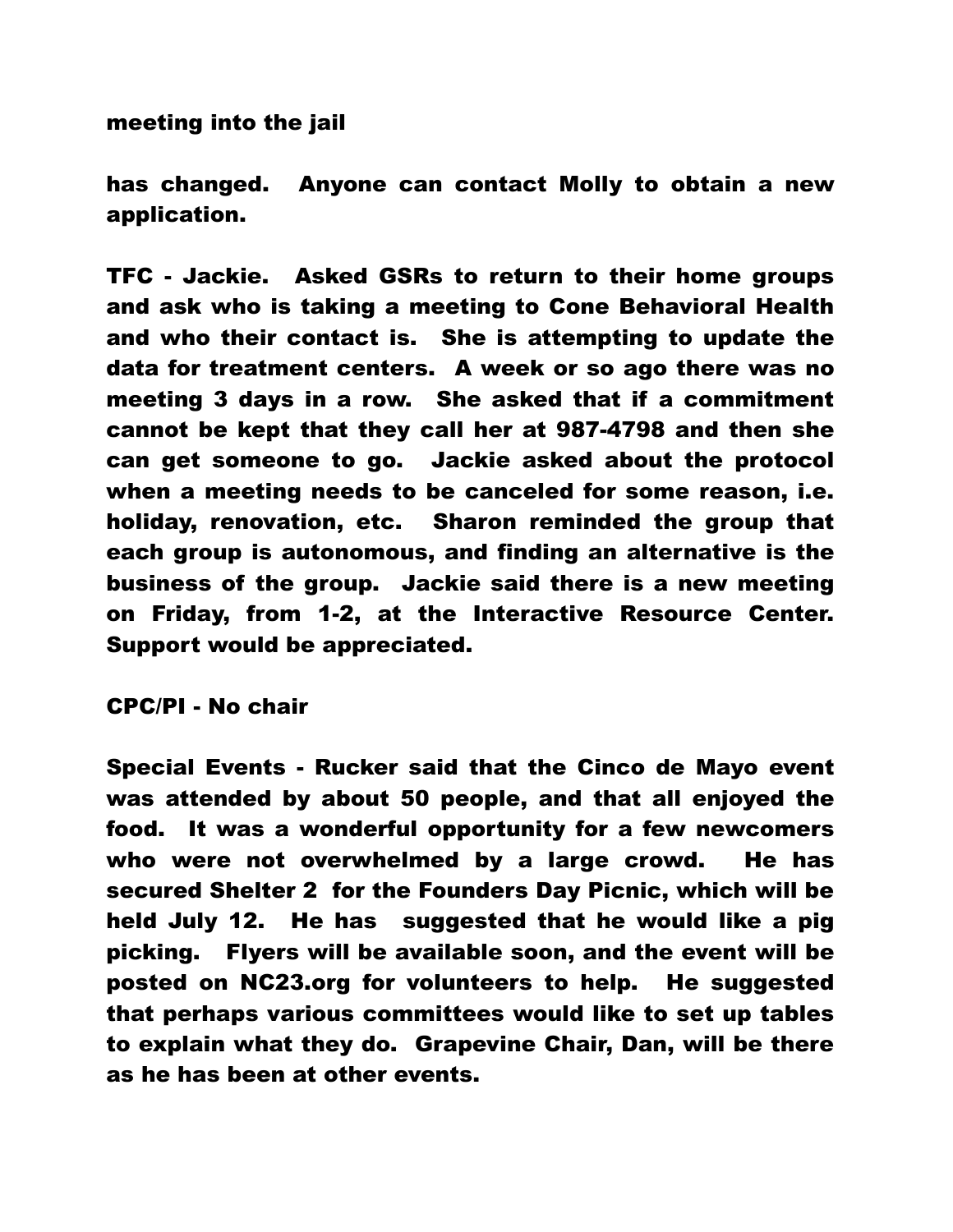meeting into the jail

has changed. Anyone can contact Molly to obtain a new application.

TFC - Jackie. Asked GSRs to return to their home groups and ask who is taking a meeting to Cone Behavioral Health and who their contact is. She is attempting to update the data for treatment centers. A week or so ago there was no meeting 3 days in a row. She asked that if a commitment cannot be kept that they call her at 987-4798 and then she can get someone to go. Jackie asked about the protocol when a meeting needs to be canceled for some reason, i.e. holiday, renovation, etc. Sharon reminded the group that each group is autonomous, and finding an alternative is the business of the group. Jackie said there is a new meeting on Friday, from 1-2, at the Interactive Resource Center. Support would be appreciated.

CPC/PI - No chair

Special Events - Rucker said that the Cinco de Mayo event was attended by about 50 people, and that all enjoyed the food. It was a wonderful opportunity for a few newcomers who were not overwhelmed by a large crowd. He has secured Shelter 2 for the Founders Day Picnic, which will be held July 12. He has suggested that he would like a pig picking. Flyers will be available soon, and the event will be posted on NC23.org for volunteers to help. He suggested that perhaps various committees would like to set up tables to explain what they do. Grapevine Chair, Dan, will be there as he has been at other events.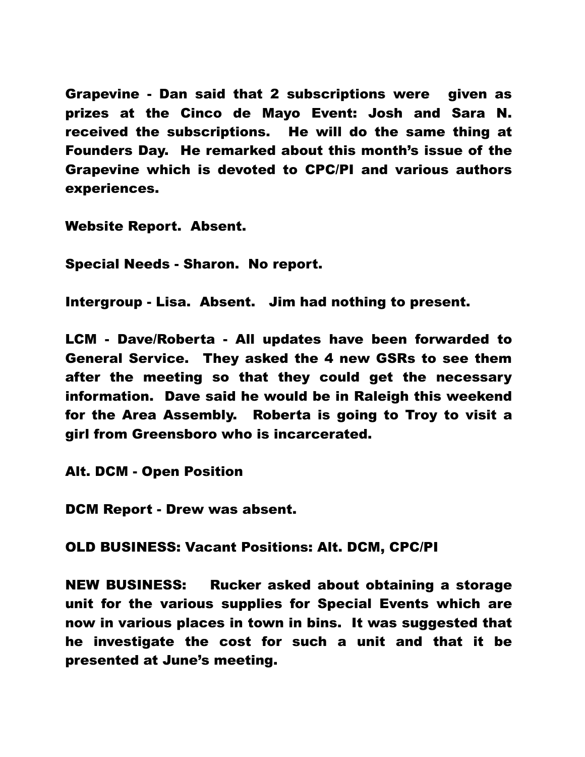Grapevine - Dan said that 2 subscriptions were given as prizes at the Cinco de Mayo Event: Josh and Sara N. received the subscriptions. He will do the same thing at Founders Day. He remarked about this month's issue of the Grapevine which is devoted to CPC/PI and various authors experiences.

Website Report. Absent.

Special Needs - Sharon. No report.

Intergroup - Lisa. Absent. Jim had nothing to present.

LCM - Dave/Roberta - All updates have been forwarded to General Service. They asked the 4 new GSRs to see them after the meeting so that they could get the necessary information. Dave said he would be in Raleigh this weekend for the Area Assembly. Roberta is going to Troy to visit a girl from Greensboro who is incarcerated.

Alt. DCM - Open Position

DCM Report - Drew was absent.

OLD BUSINESS: Vacant Positions: Alt. DCM, CPC/PI

NEW BUSINESS: Rucker asked about obtaining a storage unit for the various supplies for Special Events which are now in various places in town in bins. It was suggested that he investigate the cost for such a unit and that it be presented at June's meeting.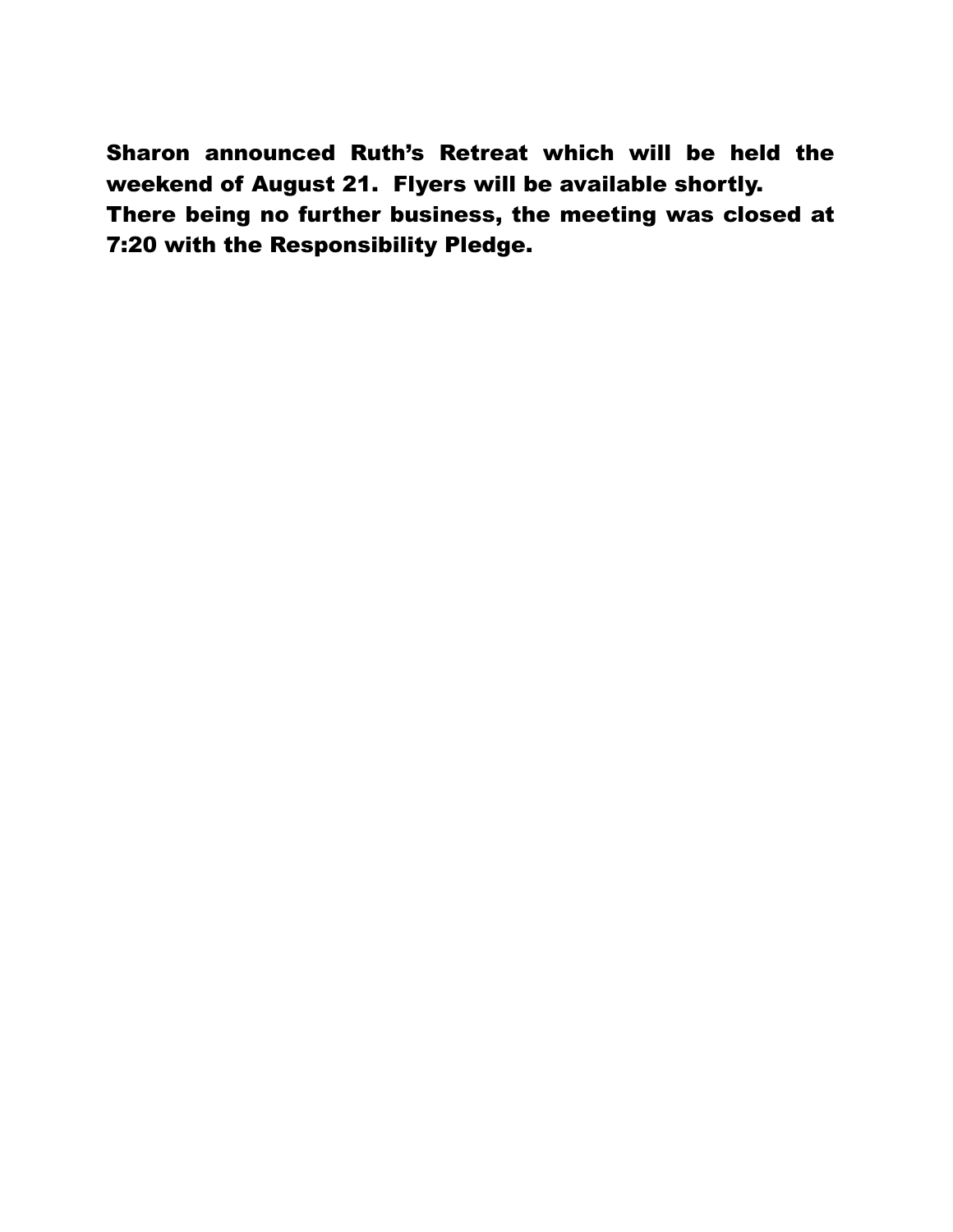**Sharon announced Ruth's Retreat which will be held the weekend of August 21. Flyers will be available shortly.**
**There being no further business, the meeting was closed at 7:20 with the Responsibility Pledge.**